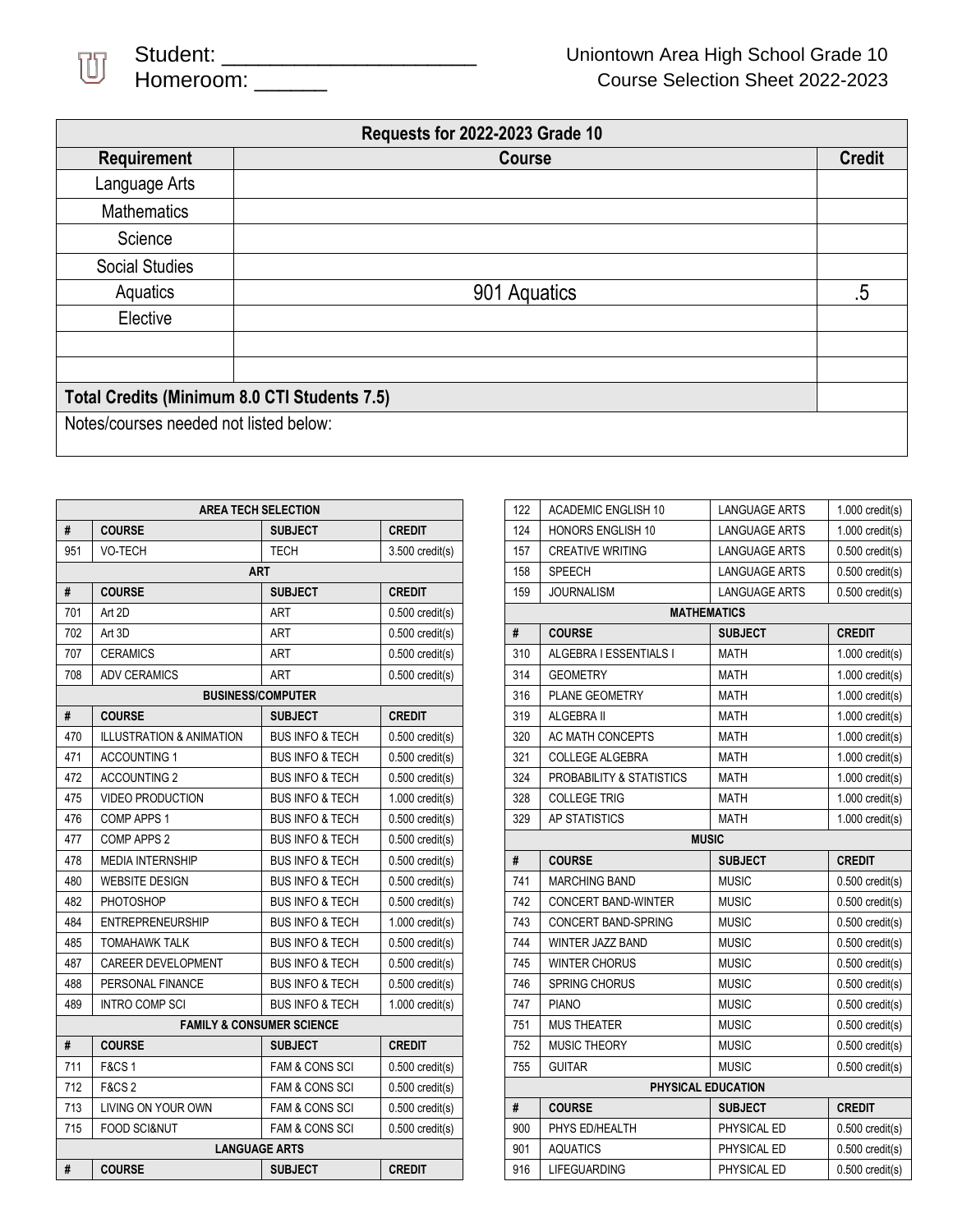Student: ____________________
Homeroom: ______

Uniontown Area High School Grade 10
Course Selection Sheet 2022-2023

| Requests for 2022-2023 Grade 10 | | |
|---|---|---|
| **Requirement** | **Course** | **Credit** |
| Language Arts | | |
| Mathematics | | |
| Science | | |
| Social Studies | | |
| Aquatics | 901 Aquatics | .5 |
| Elective | | |
| | | |
| | | |
| **Total Credits (Minimum 8.0 CTI Students 7.5)** | | |
| Notes/courses needed not listed below: | | |

| # | COURSE | SUBJECT | CREDIT |
|---|---|---|---|
| **AREA TECH SELECTION** | | | |
| 951 | VO-TECH | TECH | 3.500 credit(s) |
| **ART** | | | |
| **#** | **COURSE** | **SUBJECT** | **CREDIT** |
| 701 | Art 2D | ART | 0.500 credit(s) |
| 702 | Art 3D | ART | 0.500 credit(s) |
| 707 | CERAMICS | ART | 0.500 credit(s) |
| 708 | ADV CERAMICS | ART | 0.500 credit(s) |
| **BUSINESS/COMPUTER** | | | |
| **#** | **COURSE** | **SUBJECT** | **CREDIT** |
| 470 | ILLUSTRATION & ANIMATION | BUS INFO & TECH | 0.500 credit(s) |
| 471 | ACCOUNTING 1 | BUS INFO & TECH | 0.500 credit(s) |
| 472 | ACCOUNTING 2 | BUS INFO & TECH | 0.500 credit(s) |
| 475 | VIDEO PRODUCTION | BUS INFO & TECH | 1.000 credit(s) |
| 476 | COMP APPS 1 | BUS INFO & TECH | 0.500 credit(s) |
| 477 | COMP APPS 2 | BUS INFO & TECH | 0.500 credit(s) |
| 478 | MEDIA INTERNSHIP | BUS INFO & TECH | 0.500 credit(s) |
| 480 | WEBSITE DESIGN | BUS INFO & TECH | 0.500 credit(s) |
| 482 | PHOTOSHOP | BUS INFO & TECH | 0.500 credit(s) |
| 484 | ENTREPRENEURSHIP | BUS INFO & TECH | 1.000 credit(s) |
| 485 | TOMAHAWK TALK | BUS INFO & TECH | 0.500 credit(s) |
| 487 | CAREER DEVELOPMENT | BUS INFO & TECH | 0.500 credit(s) |
| 488 | PERSONAL FINANCE | BUS INFO & TECH | 0.500 credit(s) |
| 489 | INTRO COMP SCI | BUS INFO & TECH | 1.000 credit(s) |
| **FAMILY & CONSUMER SCIENCE** | | | |
| **#** | **COURSE** | **SUBJECT** | **CREDIT** |
| 711 | F&CS 1 | FAM & CONS SCI | 0.500 credit(s) |
| 712 | F&CS 2 | FAM & CONS SCI | 0.500 credit(s) |
| 713 | LIVING ON YOUR OWN | FAM & CONS SCI | 0.500 credit(s) |
| 715 | FOOD SCI&NUT | FAM & CONS SCI | 0.500 credit(s) |
| **LANGUAGE ARTS** | | | |
| **#** | **COURSE** | **SUBJECT** | **CREDIT** |
| 122 | ACADEMIC ENGLISH 10 | LANGUAGE ARTS | 1.000 credit(s) |
| 124 | HONORS ENGLISH 10 | LANGUAGE ARTS | 1.000 credit(s) |
| 157 | CREATIVE WRITING | LANGUAGE ARTS | 0.500 credit(s) |
| 158 | SPEECH | LANGUAGE ARTS | 0.500 credit(s) |
| 159 | JOURNALISM | LANGUAGE ARTS | 0.500 credit(s) |
| **MATHEMATICS** | | | |
| **#** | **COURSE** | **SUBJECT** | **CREDIT** |
| 310 | ALGEBRA I ESSENTIALS I | MATH | 1.000 credit(s) |
| 314 | GEOMETRY | MATH | 1.000 credit(s) |
| 316 | PLANE GEOMETRY | MATH | 1.000 credit(s) |
| 319 | ALGEBRA II | MATH | 1.000 credit(s) |
| 320 | AC MATH CONCEPTS | MATH | 1.000 credit(s) |
| 321 | COLLEGE ALGEBRA | MATH | 1.000 credit(s) |
| 324 | PROBABILITY & STATISTICS | MATH | 1.000 credit(s) |
| 328 | COLLEGE TRIG | MATH | 1.000 credit(s) |
| 329 | AP STATISTICS | MATH | 1.000 credit(s) |
| **MUSIC** | | | |
| **#** | **COURSE** | **SUBJECT** | **CREDIT** |
| 741 | MARCHING BAND | MUSIC | 0.500 credit(s) |
| 742 | CONCERT BAND-WINTER | MUSIC | 0.500 credit(s) |
| 743 | CONCERT BAND-SPRING | MUSIC | 0.500 credit(s) |
| 744 | WINTER JAZZ BAND | MUSIC | 0.500 credit(s) |
| 745 | WINTER CHORUS | MUSIC | 0.500 credit(s) |
| 746 | SPRING CHORUS | MUSIC | 0.500 credit(s) |
| 747 | PIANO | MUSIC | 0.500 credit(s) |
| 751 | MUS THEATER | MUSIC | 0.500 credit(s) |
| 752 | MUSIC THEORY | MUSIC | 0.500 credit(s) |
| 755 | GUITAR | MUSIC | 0.500 credit(s) |
| **PHYSICAL EDUCATION** | | | |
| **#** | **COURSE** | **SUBJECT** | **CREDIT** |
| 900 | PHYS ED/HEALTH | PHYSICAL ED | 0.500 credit(s) |
| 901 | AQUATICS | PHYSICAL ED | 0.500 credit(s) |
| 916 | LIFEGUARDING | PHYSICAL ED | 0.500 credit(s) |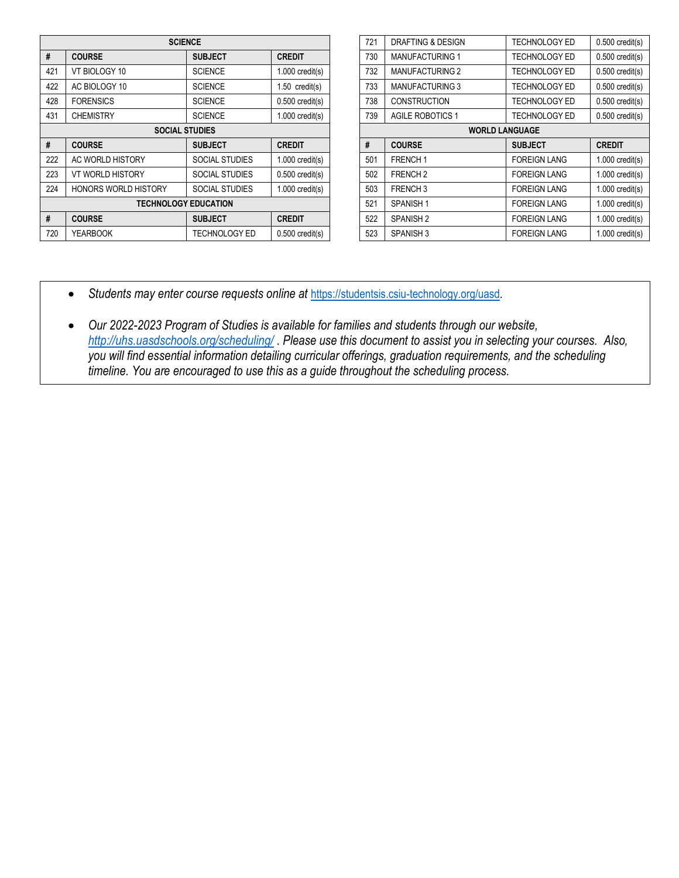| SCIENCE | | | |
|---|---|---|---|
| # | COURSE | SUBJECT | CREDIT |
| 421 | VT BIOLOGY 10 | SCIENCE | 1.000 credit(s) |
| 422 | AC BIOLOGY 10 | SCIENCE | 1.50 credit(s) |
| 428 | FORENSICS | SCIENCE | 0.500 credit(s) |
| 431 | CHEMISTRY | SCIENCE | 1.000 credit(s) |

| SOCIAL STUDIES | | | |
|---|---|---|---|
| # | COURSE | SUBJECT | CREDIT |
| 222 | AC WORLD HISTORY | SOCIAL STUDIES | 1.000 credit(s) |
| 223 | VT WORLD HISTORY | SOCIAL STUDIES | 0.500 credit(s) |
| 224 | HONORS WORLD HISTORY | SOCIAL STUDIES | 1.000 credit(s) |

| TECHNOLOGY EDUCATION | | | |
|---|---|---|---|
| # | COURSE | SUBJECT | CREDIT |
| 720 | YEARBOOK | TECHNOLOGY ED | 0.500 credit(s) |
| 721 | DRAFTING & DESIGN | TECHNOLOGY ED | 0.500 credit(s) |
| 730 | MANUFACTURING 1 | TECHNOLOGY ED | 0.500 credit(s) |
| 732 | MANUFACTURING 2 | TECHNOLOGY ED | 0.500 credit(s) |
| 733 | MANUFACTURING 3 | TECHNOLOGY ED | 0.500 credit(s) |
| 738 | CONSTRUCTION | TECHNOLOGY ED | 0.500 credit(s) |
| 739 | AGILE ROBOTICS 1 | TECHNOLOGY ED | 0.500 credit(s) |

| WORLD LANGUAGE | | | |
|---|---|---|---|
| # | COURSE | SUBJECT | CREDIT |
| 501 | FRENCH 1 | FOREIGN LANG | 1.000 credit(s) |
| 502 | FRENCH 2 | FOREIGN LANG | 1.000 credit(s) |
| 503 | FRENCH 3 | FOREIGN LANG | 1.000 credit(s) |
| 521 | SPANISH 1 | FOREIGN LANG | 1.000 credit(s) |
| 522 | SPANISH 2 | FOREIGN LANG | 1.000 credit(s) |
| 523 | SPANISH 3 | FOREIGN LANG | 1.000 credit(s) |

- *Students may enter course requests online at* https://studentsis.csiu-technology.org/uasd.
- *Our 2022-2023 Program of Studies is available for families and students through our website, http://uhs.uasdschools.org/scheduling/ . Please use this document to assist you in selecting your courses. Also, you will find essential information detailing curricular offerings, graduation requirements, and the scheduling timeline. You are encouraged to use this as a guide throughout the scheduling process.*